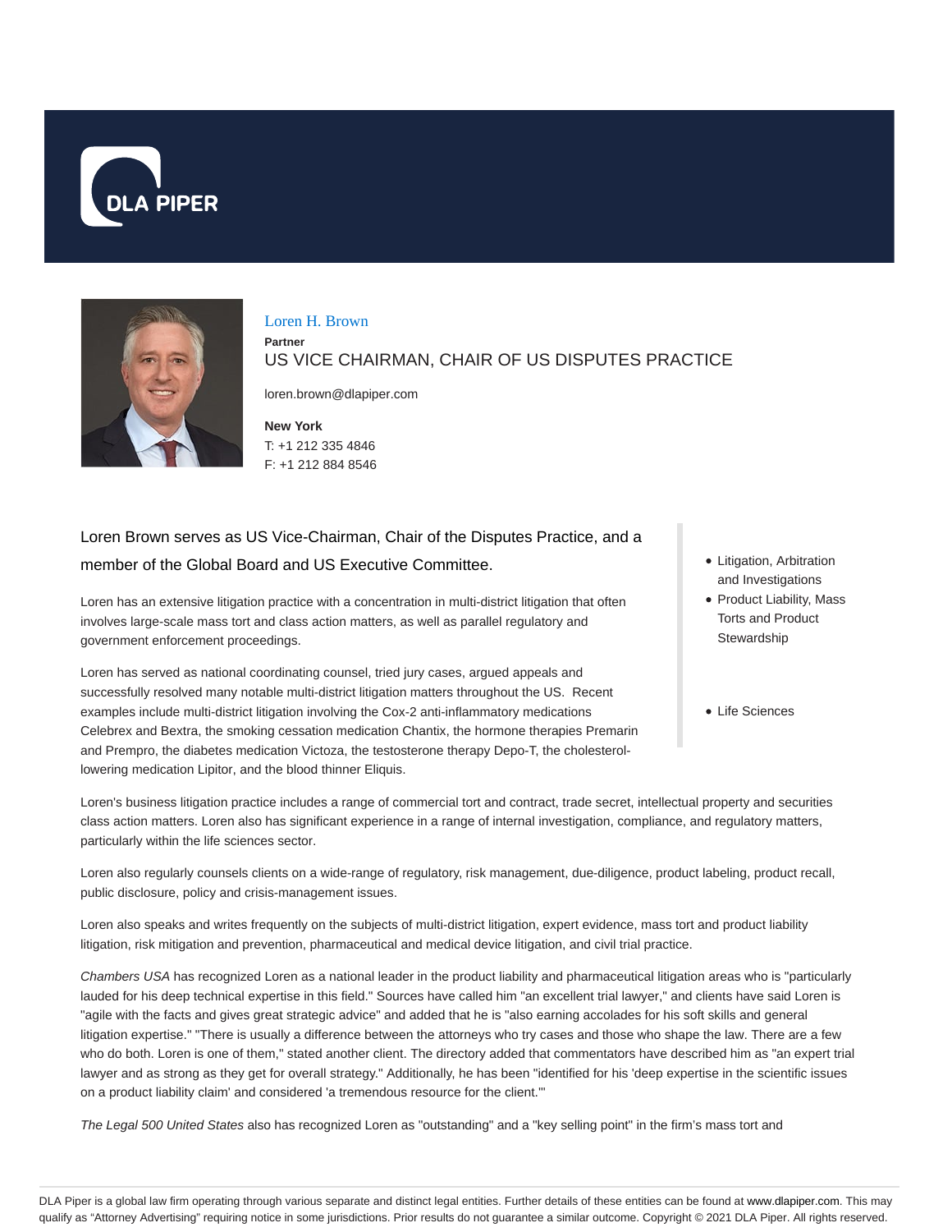# Loren H. Brown

**Partner**

US VICE CHAIRMAN, CHAIR OF US DISPUTES PRACTICE

loren.brown@dlapiper.com

**New York**
T: +1 212 335 4846
F: +1 212 884 8546

- Litigation, Arbitration and Investigations
- Product Liability, Mass Torts and Product Stewardship

- Life Sciences

Loren Brown serves as US Vice-Chairman, Chair of the Disputes Practice, and a member of the Global Board and US Executive Committee.

Loren has an extensive litigation practice with a concentration in multi-district litigation that often involves large-scale mass tort and class action matters, as well as parallel regulatory and government enforcement proceedings.

Loren has served as national coordinating counsel, tried jury cases, argued appeals and successfully resolved many notable multi-district litigation matters throughout the US. Recent examples include multi-district litigation involving the Cox-2 anti-inflammatory medications Celebrex and Bextra, the smoking cessation medication Chantix, the hormone therapies Premarin and Prempro, the diabetes medication Victoza, the testosterone therapy Depo-T, the cholesterol-lowering medication Lipitor, and the blood thinner Eliquis.

Loren's business litigation practice includes a range of commercial tort and contract, trade secret, intellectual property and securities class action matters. Loren also has significant experience in a range of internal investigation, compliance, and regulatory matters, particularly within the life sciences sector.

Loren also regularly counsels clients on a wide-range of regulatory, risk management, due-diligence, product labeling, product recall, public disclosure, policy and crisis-management issues.

Loren also speaks and writes frequently on the subjects of multi-district litigation, expert evidence, mass tort and product liability litigation, risk mitigation and prevention, pharmaceutical and medical device litigation, and civil trial practice.

*Chambers USA* has recognized Loren as a national leader in the product liability and pharmaceutical litigation areas who is "particularly lauded for his deep technical expertise in this field." Sources have called him "an excellent trial lawyer," and clients have said Loren is "agile with the facts and gives great strategic advice" and added that he is "also earning accolades for his soft skills and general litigation expertise." "There is usually a difference between the attorneys who try cases and those who shape the law. There are a few who do both. Loren is one of them," stated another client. The directory added that commentators have described him as "an expert trial lawyer and as strong as they get for overall strategy." Additionally, he has been "identified for his 'deep expertise in the scientific issues on a product liability claim' and considered 'a tremendous resource for the client.'"

*The Legal 500 United States* also has recognized Loren as "outstanding" and a "key selling point" in the firm's mass tort and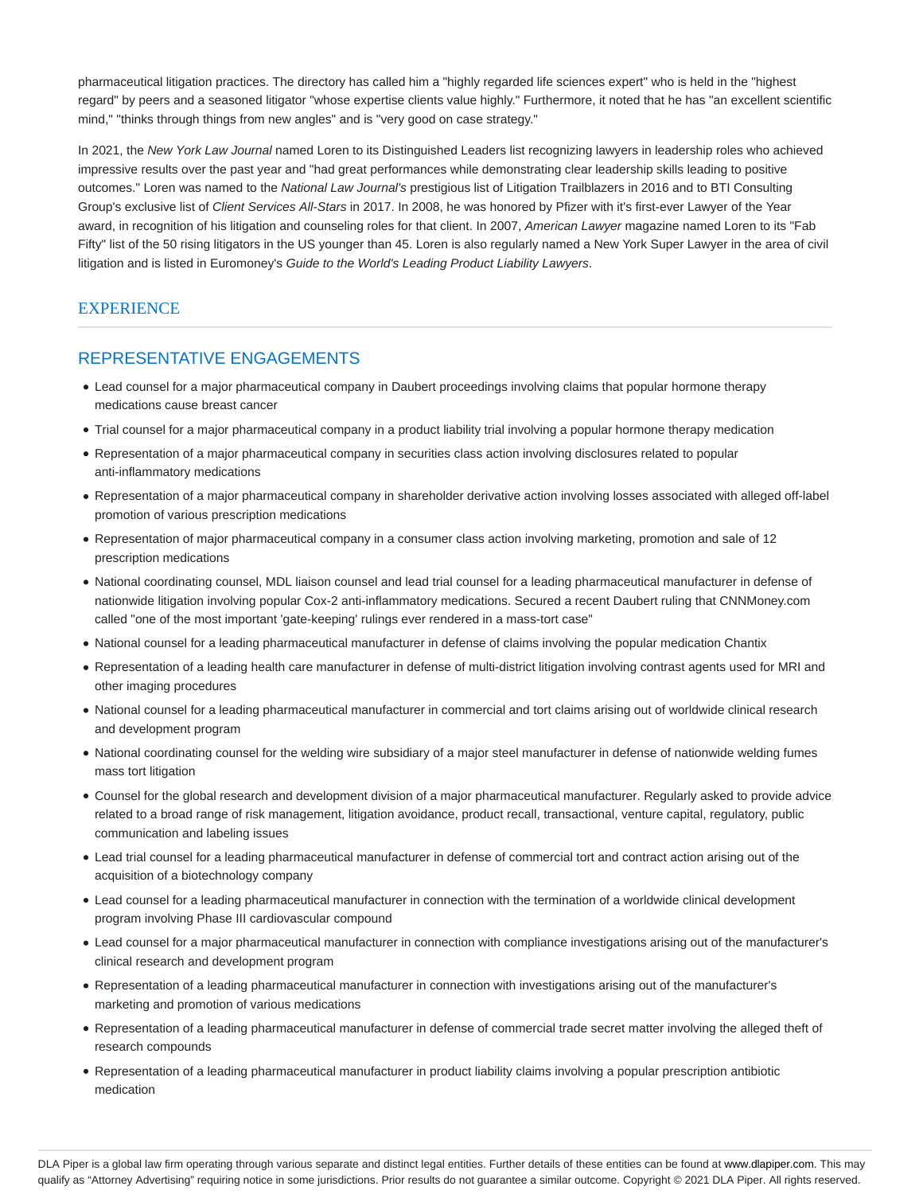pharmaceutical litigation practices. The directory has called him a "highly regarded life sciences expert" who is held in the "highest regard" by peers and a seasoned litigator "whose expertise clients value highly." Furthermore, it noted that he has "an excellent scientific mind," "thinks through things from new angles" and is "very good on case strategy."

In 2021, the *New York Law Journal* named Loren to its Distinguished Leaders list recognizing lawyers in leadership roles who achieved impressive results over the past year and "had great performances while demonstrating clear leadership skills leading to positive outcomes." Loren was named to the *National Law Journal's* prestigious list of Litigation Trailblazers in 2016 and to BTI Consulting Group's exclusive list of *Client Services All-Stars* in 2017. In 2008, he was honored by Pfizer with it's first-ever Lawyer of the Year award, in recognition of his litigation and counseling roles for that client. In 2007, *American Lawyer* magazine named Loren to its "Fab Fifty" list of the 50 rising litigators in the US younger than 45. Loren is also regularly named a New York Super Lawyer in the area of civil litigation and is listed in Euromoney's *Guide to the World's Leading Product Liability Lawyers*.

## EXPERIENCE

## REPRESENTATIVE ENGAGEMENTS

- Lead counsel for a major pharmaceutical company in Daubert proceedings involving claims that popular hormone therapy medications cause breast cancer
- Trial counsel for a major pharmaceutical company in a product liability trial involving a popular hormone therapy medication
- Representation of a major pharmaceutical company in securities class action involving disclosures related to popular anti-inflammatory medications
- Representation of a major pharmaceutical company in shareholder derivative action involving losses associated with alleged off-label promotion of various prescription medications
- Representation of major pharmaceutical company in a consumer class action involving marketing, promotion and sale of 12 prescription medications
- National coordinating counsel, MDL liaison counsel and lead trial counsel for a leading pharmaceutical manufacturer in defense of nationwide litigation involving popular Cox-2 anti-inflammatory medications. Secured a recent Daubert ruling that CNNMoney.com called "one of the most important 'gate-keeping' rulings ever rendered in a mass-tort case"
- National counsel for a leading pharmaceutical manufacturer in defense of claims involving the popular medication Chantix
- Representation of a leading health care manufacturer in defense of multi-district litigation involving contrast agents used for MRI and other imaging procedures
- National counsel for a leading pharmaceutical manufacturer in commercial and tort claims arising out of worldwide clinical research and development program
- National coordinating counsel for the welding wire subsidiary of a major steel manufacturer in defense of nationwide welding fumes mass tort litigation
- Counsel for the global research and development division of a major pharmaceutical manufacturer. Regularly asked to provide advice related to a broad range of risk management, litigation avoidance, product recall, transactional, venture capital, regulatory, public communication and labeling issues
- Lead trial counsel for a leading pharmaceutical manufacturer in defense of commercial tort and contract action arising out of the acquisition of a biotechnology company
- Lead counsel for a leading pharmaceutical manufacturer in connection with the termination of a worldwide clinical development program involving Phase III cardiovascular compound
- Lead counsel for a major pharmaceutical manufacturer in connection with compliance investigations arising out of the manufacturer's clinical research and development program
- Representation of a leading pharmaceutical manufacturer in connection with investigations arising out of the manufacturer's marketing and promotion of various medications
- Representation of a leading pharmaceutical manufacturer in defense of commercial trade secret matter involving the alleged theft of research compounds
- Representation of a leading pharmaceutical manufacturer in product liability claims involving a popular prescription antibiotic medication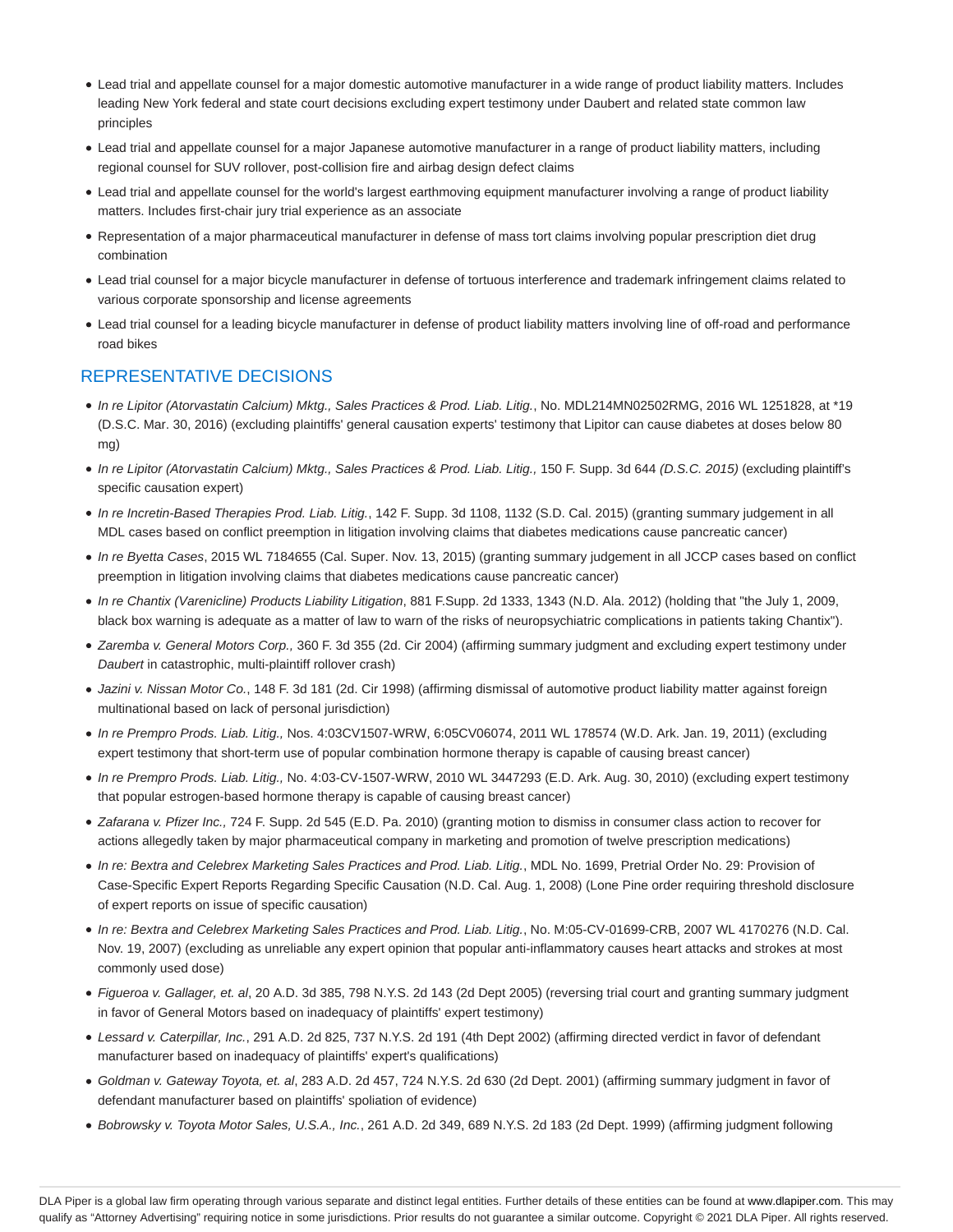- Lead trial and appellate counsel for a major domestic automotive manufacturer in a wide range of product liability matters. Includes leading New York federal and state court decisions excluding expert testimony under Daubert and related state common law principles
- Lead trial and appellate counsel for a major Japanese automotive manufacturer in a range of product liability matters, including regional counsel for SUV rollover, post-collision fire and airbag design defect claims
- Lead trial and appellate counsel for the world's largest earthmoving equipment manufacturer involving a range of product liability matters. Includes first-chair jury trial experience as an associate
- Representation of a major pharmaceutical manufacturer in defense of mass tort claims involving popular prescription diet drug combination
- Lead trial counsel for a major bicycle manufacturer in defense of tortuous interference and trademark infringement claims related to various corporate sponsorship and license agreements
- Lead trial counsel for a leading bicycle manufacturer in defense of product liability matters involving line of off-road and performance road bikes

## REPRESENTATIVE DECISIONS

- *In re Lipitor (Atorvastatin Calcium) Mktg., Sales Practices & Prod. Liab. Litig.*, No. MDL214MN02502RMG, 2016 WL 1251828, at *19 (D.S.C. Mar. 30, 2016) (excluding plaintiffs' general causation experts' testimony that Lipitor can cause diabetes at doses below 80 mg)
- *In re Lipitor (Atorvastatin Calcium) Mktg., Sales Practices & Prod. Liab. Litig.,* 150 F. Supp. 3d 644 *(D.S.C. 2015)* (excluding plaintiff's specific causation expert)
- *In re Incretin-Based Therapies Prod. Liab. Litig.*, 142 F. Supp. 3d 1108, 1132 (S.D. Cal. 2015) (granting summary judgement in all MDL cases based on conflict preemption in litigation involving claims that diabetes medications cause pancreatic cancer)
- *In re Byetta Cases*, 2015 WL 7184655 (Cal. Super. Nov. 13, 2015) (granting summary judgement in all JCCP cases based on conflict preemption in litigation involving claims that diabetes medications cause pancreatic cancer)
- *In re Chantix (Varenicline) Products Liability Litigation*, 881 F.Supp. 2d 1333, 1343 (N.D. Ala. 2012) (holding that "the July 1, 2009, black box warning is adequate as a matter of law to warn of the risks of neuropsychiatric complications in patients taking Chantix").
- *Zaremba v. General Motors Corp.,* 360 F. 3d 355 (2d. Cir 2004) (affirming summary judgment and excluding expert testimony under *Daubert* in catastrophic, multi-plaintiff rollover crash)
- *Jazini v. Nissan Motor Co.*, 148 F. 3d 181 (2d. Cir 1998) (affirming dismissal of automotive product liability matter against foreign multinational based on lack of personal jurisdiction)
- *In re Prempro Prods. Liab. Litig.,* Nos. 4:03CV1507-WRW, 6:05CV06074, 2011 WL 178574 (W.D. Ark. Jan. 19, 2011) (excluding expert testimony that short-term use of popular combination hormone therapy is capable of causing breast cancer)
- *In re Prempro Prods. Liab. Litig.,* No. 4:03-CV-1507-WRW, 2010 WL 3447293 (E.D. Ark. Aug. 30, 2010) (excluding expert testimony that popular estrogen-based hormone therapy is capable of causing breast cancer)
- *Zafarana v. Pfizer Inc.,* 724 F. Supp. 2d 545 (E.D. Pa. 2010) (granting motion to dismiss in consumer class action to recover for actions allegedly taken by major pharmaceutical company in marketing and promotion of twelve prescription medications)
- *In re: Bextra and Celebrex Marketing Sales Practices and Prod. Liab. Litig.*, MDL No. 1699, Pretrial Order No. 29: Provision of Case-Specific Expert Reports Regarding Specific Causation (N.D. Cal. Aug. 1, 2008) (Lone Pine order requiring threshold disclosure of expert reports on issue of specific causation)
- *In re: Bextra and Celebrex Marketing Sales Practices and Prod. Liab. Litig.*, No. M:05-CV-01699-CRB, 2007 WL 4170276 (N.D. Cal. Nov. 19, 2007) (excluding as unreliable any expert opinion that popular anti-inflammatory causes heart attacks and strokes at most commonly used dose)
- *Figueroa v. Gallager, et. al*, 20 A.D. 3d 385, 798 N.Y.S. 2d 143 (2d Dept 2005) (reversing trial court and granting summary judgment in favor of General Motors based on inadequacy of plaintiffs' expert testimony)
- *Lessard v. Caterpillar, Inc.*, 291 A.D. 2d 825, 737 N.Y.S. 2d 191 (4th Dept 2002) (affirming directed verdict in favor of defendant manufacturer based on inadequacy of plaintiffs' expert's qualifications)
- *Goldman v. Gateway Toyota, et. al*, 283 A.D. 2d 457, 724 N.Y.S. 2d 630 (2d Dept. 2001) (affirming summary judgment in favor of defendant manufacturer based on plaintiffs' spoliation of evidence)
- *Bobrowsky v. Toyota Motor Sales, U.S.A., Inc.*, 261 A.D. 2d 349, 689 N.Y.S. 2d 183 (2d Dept. 1999) (affirming judgment following

DLA Piper is a global law firm operating through various separate and distinct legal entities. Further details of these entities can be found at www.dlapiper.com. This may qualify as "Attorney Advertising" requiring notice in some jurisdictions. Prior results do not guarantee a similar outcome. Copyright © 2021 DLA Piper. All rights reserved.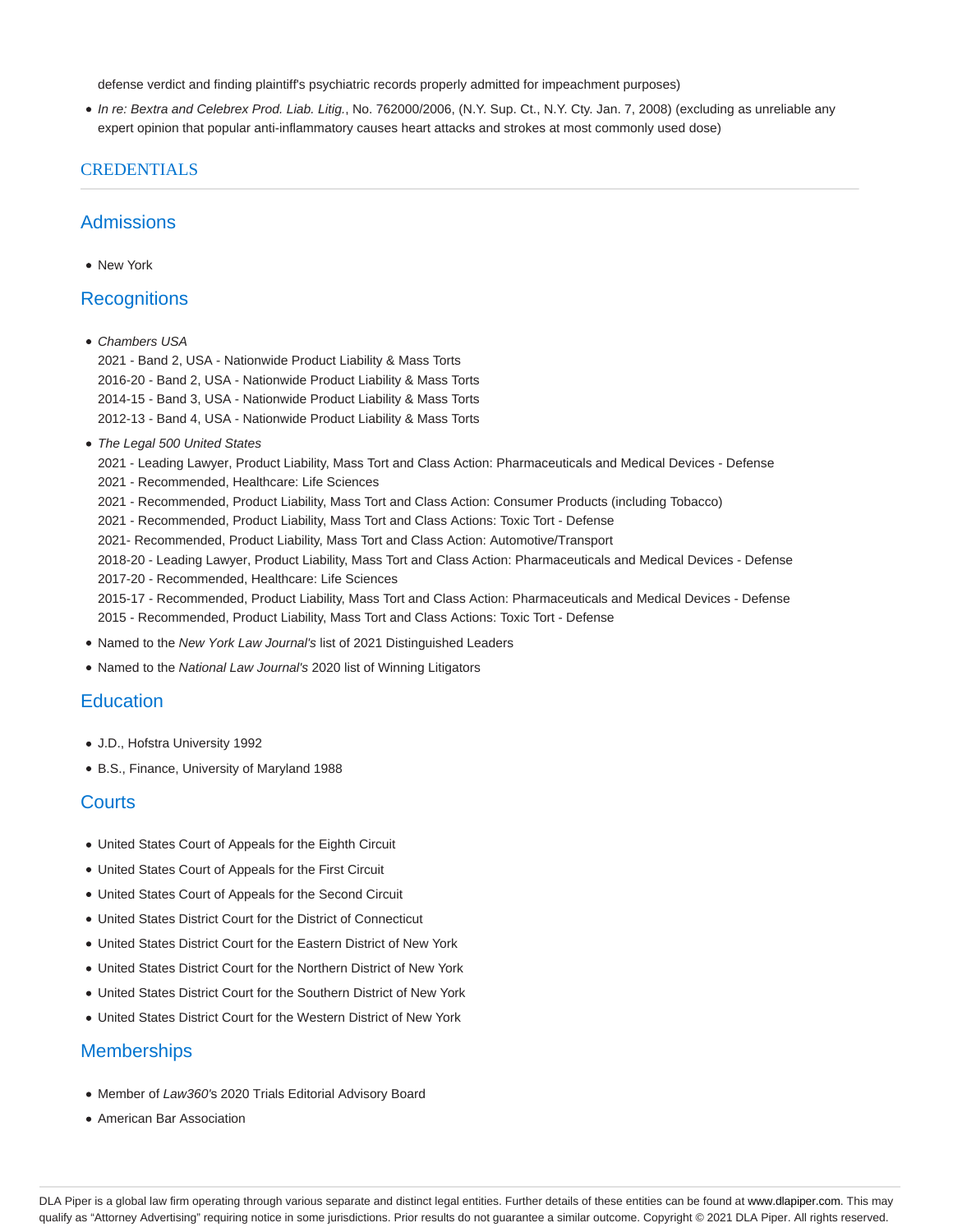defense verdict and finding plaintiff's psychiatric records properly admitted for impeachment purposes)

- *In re: Bextra and Celebrex Prod. Liab. Litig.*, No. 762000/2006, (N.Y. Sup. Ct., N.Y. Cty. Jan. 7, 2008) (excluding as unreliable any expert opinion that popular anti-inflammatory causes heart attacks and strokes at most commonly used dose)

## CREDENTIALS

### Admissions

- New York

### Recognitions

- *Chambers USA*
  2021 - Band 2, USA - Nationwide Product Liability & Mass Torts
  2016-20 - Band 2, USA - Nationwide Product Liability & Mass Torts
  2014-15 - Band 3, USA - Nationwide Product Liability & Mass Torts
  2012-13 - Band 4, USA - Nationwide Product Liability & Mass Torts
- *The Legal 500 United States*
  2021 - Leading Lawyer, Product Liability, Mass Tort and Class Action: Pharmaceuticals and Medical Devices - Defense
  2021 - Recommended, Healthcare: Life Sciences
  2021 - Recommended, Product Liability, Mass Tort and Class Action: Consumer Products (including Tobacco)
  2021 - Recommended, Product Liability, Mass Tort and Class Actions: Toxic Tort - Defense
  2021- Recommended, Product Liability, Mass Tort and Class Action: Automotive/Transport
  2018-20 - Leading Lawyer, Product Liability, Mass Tort and Class Action: Pharmaceuticals and Medical Devices - Defense
  2017-20 - Recommended, Healthcare: Life Sciences
  2015-17 - Recommended, Product Liability, Mass Tort and Class Action: Pharmaceuticals and Medical Devices - Defense
  2015 - Recommended, Product Liability, Mass Tort and Class Actions: Toxic Tort - Defense
- Named to the *New York Law Journal's* list of 2021 Distinguished Leaders
- Named to the *National Law Journal's* 2020 list of Winning Litigators

### Education

- J.D., Hofstra University 1992
- B.S., Finance, University of Maryland 1988

### Courts

- United States Court of Appeals for the Eighth Circuit
- United States Court of Appeals for the First Circuit
- United States Court of Appeals for the Second Circuit
- United States District Court for the District of Connecticut
- United States District Court for the Eastern District of New York
- United States District Court for the Northern District of New York
- United States District Court for the Southern District of New York
- United States District Court for the Western District of New York

### Memberships

- Member of *Law360*'s 2020 Trials Editorial Advisory Board
- American Bar Association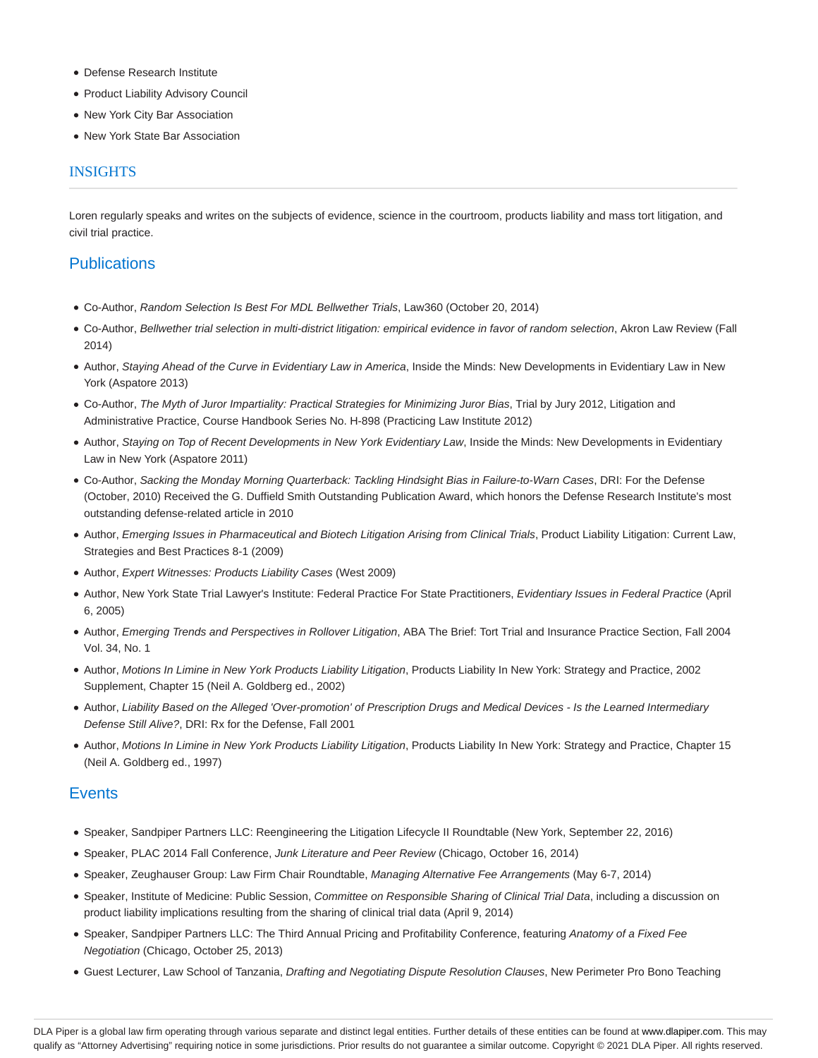- Defense Research Institute
- Product Liability Advisory Council
- New York City Bar Association
- New York State Bar Association

## INSIGHTS

Loren regularly speaks and writes on the subjects of evidence, science in the courtroom, products liability and mass tort litigation, and civil trial practice.

### Publications

- Co-Author, *Random Selection Is Best For MDL Bellwether Trials*, Law360 (October 20, 2014)
- Co-Author, *Bellwether trial selection in multi-district litigation: empirical evidence in favor of random selection*, Akron Law Review (Fall 2014)
- Author, *Staying Ahead of the Curve in Evidentiary Law in America*, Inside the Minds: New Developments in Evidentiary Law in New York (Aspatore 2013)
- Co-Author, *The Myth of Juror Impartiality: Practical Strategies for Minimizing Juror Bias*, Trial by Jury 2012, Litigation and Administrative Practice, Course Handbook Series No. H-898 (Practicing Law Institute 2012)
- Author, *Staying on Top of Recent Developments in New York Evidentiary Law*, Inside the Minds: New Developments in Evidentiary Law in New York (Aspatore 2011)
- Co-Author, *Sacking the Monday Morning Quarterback: Tackling Hindsight Bias in Failure-to-Warn Cases*, DRI: For the Defense (October, 2010) Received the G. Duffield Smith Outstanding Publication Award, which honors the Defense Research Institute's most outstanding defense-related article in 2010
- Author, *Emerging Issues in Pharmaceutical and Biotech Litigation Arising from Clinical Trials*, Product Liability Litigation: Current Law, Strategies and Best Practices 8-1 (2009)
- Author, *Expert Witnesses: Products Liability Cases* (West 2009)
- Author, New York State Trial Lawyer's Institute: Federal Practice For State Practitioners, *Evidentiary Issues in Federal Practice* (April 6, 2005)
- Author, *Emerging Trends and Perspectives in Rollover Litigation*, ABA The Brief: Tort Trial and Insurance Practice Section, Fall 2004 Vol. 34, No. 1
- Author, *Motions In Limine in New York Products Liability Litigation*, Products Liability In New York: Strategy and Practice, 2002 Supplement, Chapter 15 (Neil A. Goldberg ed., 2002)
- Author, *Liability Based on the Alleged 'Over-promotion' of Prescription Drugs and Medical Devices - Is the Learned Intermediary Defense Still Alive?*, DRI: Rx for the Defense, Fall 2001
- Author, *Motions In Limine in New York Products Liability Litigation*, Products Liability In New York: Strategy and Practice, Chapter 15 (Neil A. Goldberg ed., 1997)

### Events

- Speaker, Sandpiper Partners LLC: Reengineering the Litigation Lifecycle II Roundtable (New York, September 22, 2016)
- Speaker, PLAC 2014 Fall Conference, *Junk Literature and Peer Review* (Chicago, October 16, 2014)
- Speaker, Zeughauser Group: Law Firm Chair Roundtable, *Managing Alternative Fee Arrangements* (May 6-7, 2014)
- Speaker, Institute of Medicine: Public Session, *Committee on Responsible Sharing of Clinical Trial Data*, including a discussion on product liability implications resulting from the sharing of clinical trial data (April 9, 2014)
- Speaker, Sandpiper Partners LLC: The Third Annual Pricing and Profitability Conference, featuring *Anatomy of a Fixed Fee Negotiation* (Chicago, October 25, 2013)
- Guest Lecturer, Law School of Tanzania, *Drafting and Negotiating Dispute Resolution Clauses*, New Perimeter Pro Bono Teaching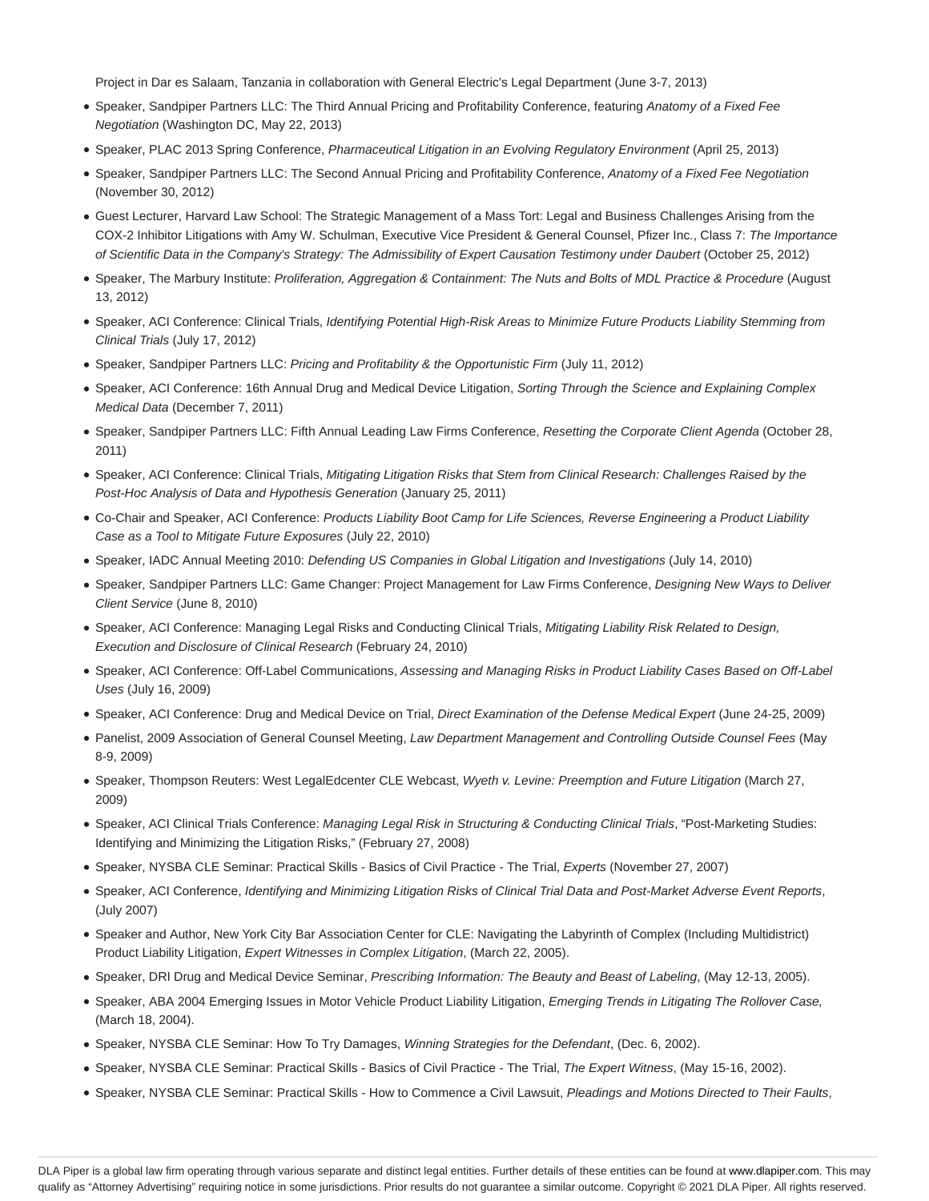Project in Dar es Salaam, Tanzania in collaboration with General Electric's Legal Department (June 3-7, 2013)

- Speaker, Sandpiper Partners LLC: The Third Annual Pricing and Profitability Conference, featuring *Anatomy of a Fixed Fee Negotiation* (Washington DC, May 22, 2013)
- Speaker, PLAC 2013 Spring Conference, *Pharmaceutical Litigation in an Evolving Regulatory Environment* (April 25, 2013)
- Speaker, Sandpiper Partners LLC: The Second Annual Pricing and Profitability Conference, *Anatomy of a Fixed Fee Negotiation* (November 30, 2012)
- Guest Lecturer, Harvard Law School: The Strategic Management of a Mass Tort: Legal and Business Challenges Arising from the COX-2 Inhibitor Litigations with Amy W. Schulman, Executive Vice President & General Counsel, Pfizer Inc., Class 7: *The Importance of Scientific Data in the Company's Strategy: The Admissibility of Expert Causation Testimony under Daubert* (October 25, 2012)
- Speaker, The Marbury Institute: *Proliferation, Aggregation & Containment: The Nuts and Bolts of MDL Practice & Procedure* (August 13, 2012)
- Speaker, ACI Conference: Clinical Trials, *Identifying Potential High-Risk Areas to Minimize Future Products Liability Stemming from Clinical Trials* (July 17, 2012)
- Speaker, Sandpiper Partners LLC: *Pricing and Profitability & the Opportunistic Firm* (July 11, 2012)
- Speaker, ACI Conference: 16th Annual Drug and Medical Device Litigation, *Sorting Through the Science and Explaining Complex Medical Data* (December 7, 2011)
- Speaker, Sandpiper Partners LLC: Fifth Annual Leading Law Firms Conference, *Resetting the Corporate Client Agenda* (October 28, 2011)
- Speaker, ACI Conference: Clinical Trials, *Mitigating Litigation Risks that Stem from Clinical Research: Challenges Raised by the Post-Hoc Analysis of Data and Hypothesis Generation* (January 25, 2011)
- Co-Chair and Speaker, ACI Conference: *Products Liability Boot Camp for Life Sciences, Reverse Engineering a Product Liability Case as a Tool to Mitigate Future Exposures* (July 22, 2010)
- Speaker, IADC Annual Meeting 2010: *Defending US Companies in Global Litigation and Investigations* (July 14, 2010)
- Speaker, Sandpiper Partners LLC: Game Changer: Project Management for Law Firms Conference, *Designing New Ways to Deliver Client Service* (June 8, 2010)
- Speaker, ACI Conference: Managing Legal Risks and Conducting Clinical Trials, *Mitigating Liability Risk Related to Design, Execution and Disclosure of Clinical Research* (February 24, 2010)
- Speaker, ACI Conference: Off-Label Communications, *Assessing and Managing Risks in Product Liability Cases Based on Off-Label Uses* (July 16, 2009)
- Speaker, ACI Conference: Drug and Medical Device on Trial, *Direct Examination of the Defense Medical Expert* (June 24-25, 2009)
- Panelist, 2009 Association of General Counsel Meeting, *Law Department Management and Controlling Outside Counsel Fees* (May 8-9, 2009)
- Speaker, Thompson Reuters: West LegalEdcenter CLE Webcast, *Wyeth v. Levine: Preemption and Future Litigation* (March 27, 2009)
- Speaker, ACI Clinical Trials Conference: *Managing Legal Risk in Structuring & Conducting Clinical Trials*, "Post-Marketing Studies: Identifying and Minimizing the Litigation Risks," (February 27, 2008)
- Speaker, NYSBA CLE Seminar: Practical Skills - Basics of Civil Practice - The Trial, *Experts* (November 27, 2007)
- Speaker, ACI Conference, *Identifying and Minimizing Litigation Risks of Clinical Trial Data and Post-Market Adverse Event Reports*, (July 2007)
- Speaker and Author, New York City Bar Association Center for CLE: Navigating the Labyrinth of Complex (Including Multidistrict) Product Liability Litigation, *Expert Witnesses in Complex Litigation*, (March 22, 2005).
- Speaker, DRI Drug and Medical Device Seminar, *Prescribing Information: The Beauty and Beast of Labeling*, (May 12-13, 2005).
- Speaker, ABA 2004 Emerging Issues in Motor Vehicle Product Liability Litigation, *Emerging Trends in Litigating The Rollover Case,* (March 18, 2004).
- Speaker, NYSBA CLE Seminar: How To Try Damages, *Winning Strategies for the Defendant*, (Dec. 6, 2002).
- Speaker, NYSBA CLE Seminar: Practical Skills - Basics of Civil Practice - The Trial, *The Expert Witness*, (May 15-16, 2002).
- Speaker, NYSBA CLE Seminar: Practical Skills - How to Commence a Civil Lawsuit, *Pleadings and Motions Directed to Their Faults*,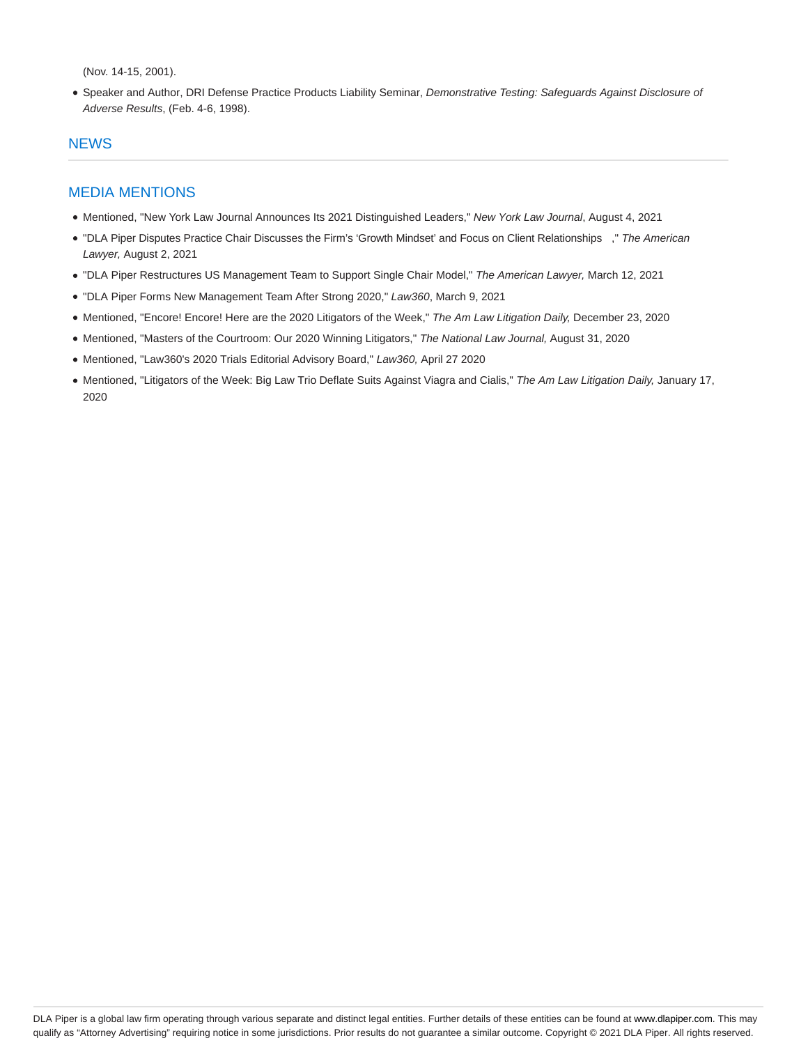(Nov. 14-15, 2001).

- Speaker and Author, DRI Defense Practice Products Liability Seminar, *Demonstrative Testing: Safeguards Against Disclosure of Adverse Results*, (Feb. 4-6, 1998).

## NEWS

## MEDIA MENTIONS

- Mentioned, "New York Law Journal Announces Its 2021 Distinguished Leaders," *New York Law Journal*, August 4, 2021
- "DLA Piper Disputes Practice Chair Discusses the Firm's 'Growth Mindset' and Focus on Client Relationships ," *The American Lawyer,* August 2, 2021
- "DLA Piper Restructures US Management Team to Support Single Chair Model," *The American Lawyer,* March 12, 2021
- "DLA Piper Forms New Management Team After Strong 2020," *Law360*, March 9, 2021
- Mentioned, "Encore! Encore! Here are the 2020 Litigators of the Week," *The Am Law Litigation Daily,* December 23, 2020
- Mentioned, "Masters of the Courtroom: Our 2020 Winning Litigators," *The National Law Journal,* August 31, 2020
- Mentioned, "Law360's 2020 Trials Editorial Advisory Board," *Law360,* April 27 2020
- Mentioned, "Litigators of the Week: Big Law Trio Deflate Suits Against Viagra and Cialis," *The Am Law Litigation Daily,* January 17, 2020

DLA Piper is a global law firm operating through various separate and distinct legal entities. Further details of these entities can be found at www.dlapiper.com. This may qualify as "Attorney Advertising" requiring notice in some jurisdictions. Prior results do not guarantee a similar outcome. Copyright © 2021 DLA Piper. All rights reserved.